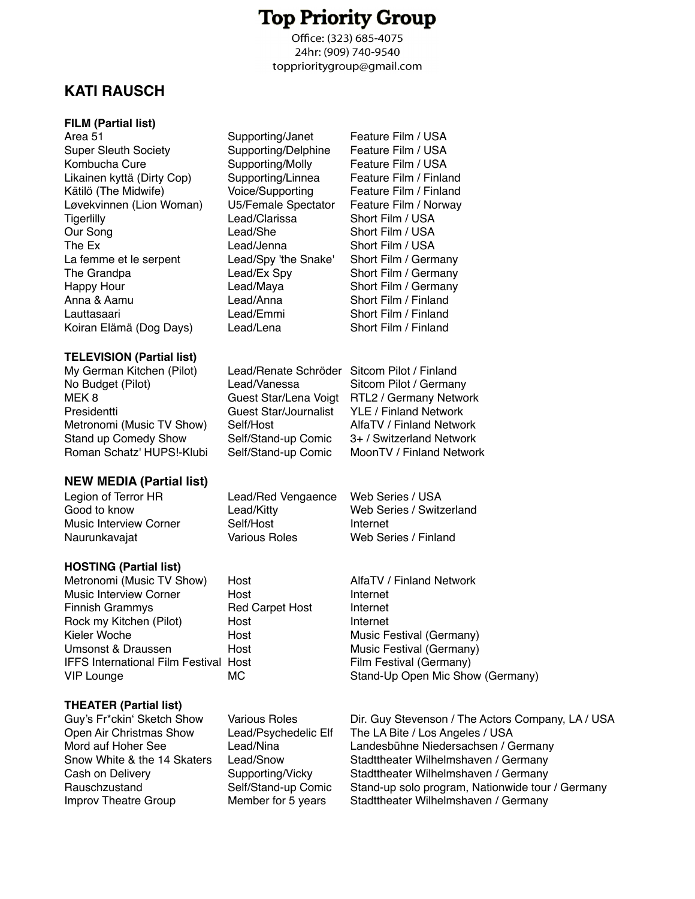# Top Priority Group

Office: (323) 685-4075
24hr: (909) 740-9540
topprioritygroup@gmail.com

## KATI RAUSCH

### FILM (Partial list)

| | | |
|---|---|---|
| Area 51 | Supporting/Janet | Feature Film / USA |
| Super Sleuth Society | Supporting/Delphine | Feature Film / USA |
| Kombucha Cure | Supporting/Molly | Feature Film / USA |
| Likainen kyttä (Dirty Cop) | Supporting/Linnea | Feature Film / Finland |
| Kätilö (The Midwife) | Voice/Supporting | Feature Film / Finland |
| Løvekvinnen (Lion Woman) | U5/Female Spectator | Feature Film / Norway |
| Tigerlilly | Lead/Clarissa | Short Film / USA |
| Our Song | Lead/She | Short Film / USA |
| The Ex | Lead/Jenna | Short Film / USA |
| La femme et le serpent | Lead/Spy 'the Snake' | Short Film / Germany |
| The Grandpa | Lead/Ex Spy | Short Film / Germany |
| Happy Hour | Lead/Maya | Short Film / Germany |
| Anna & Aamu | Lead/Anna | Short Film / Finland |
| Lauttasaari | Lead/Emmi | Short Film / Finland |
| Koiran Elämä (Dog Days) | Lead/Lena | Short Film / Finland |

### TELEVISION (Partial list)

| | | |
|---|---|---|
| My German Kitchen (Pilot) | Lead/Renate Schröder | Sitcom Pilot / Finland |
| No Budget (Pilot) | Lead/Vanessa | Sitcom Pilot / Germany |
| MEK 8 | Guest Star/Lena Voigt | RTL2 / Germany Network |
| Presidentti | Guest Star/Journalist | YLE / Finland Network |
| Metronomi (Music TV Show) | Self/Host | AlfaTV / Finland Network |
| Stand up Comedy Show | Self/Stand-up Comic | 3+ / Switzerland Network |
| Roman Schatz' HUPS!-Klubi | Self/Stand-up Comic | MoonTV / Finland Network |

### NEW MEDIA (Partial list)

| | | |
|---|---|---|
| Legion of Terror HR | Lead/Red Vengaence | Web Series / USA |
| Good to know | Lead/Kitty | Web Series / Switzerland |
| Music Interview Corner | Self/Host | Internet |
| Naurunkavajat | Various Roles | Web Series / Finland |

### HOSTING (Partial list)

| | | |
|---|---|---|
| Metronomi (Music TV Show) | Host | AlfaTV / Finland Network |
| Music Interview Corner | Host | Internet |
| Finnish Grammys | Red Carpet Host | Internet |
| Rock my Kitchen (Pilot) | Host | Internet |
| Kieler Woche | Host | Music Festival (Germany) |
| Umsonst & Draussen | Host | Music Festival (Germany) |
| IFFS International Film Festival | Host | Film Festival (Germany) |
| VIP Lounge | MC | Stand-Up Open Mic Show (Germany) |

### THEATER (Partial list)

| | | |
|---|---|---|
| Guy's Fr*ckin' Sketch Show | Various Roles | Dir. Guy Stevenson / The Actors Company, LA / USA |
| Open Air Christmas Show | Lead/Psychedelic Elf | The LA Bite / Los Angeles / USA |
| Mord auf Hoher See | Lead/Nina | Landesbühne Niedersachsen / Germany |
| Snow White & the 14 Skaters | Lead/Snow | Stadttheater Wilhelmshaven / Germany |
| Cash on Delivery | Supporting/Vicky | Stadttheater Wilhelmshaven / Germany |
| Rauschzustand | Self/Stand-up Comic | Stand-up solo program, Nationwide tour / Germany |
| Improv Theatre Group | Member for 5 years | Stadttheater Wilhelmshaven / Germany |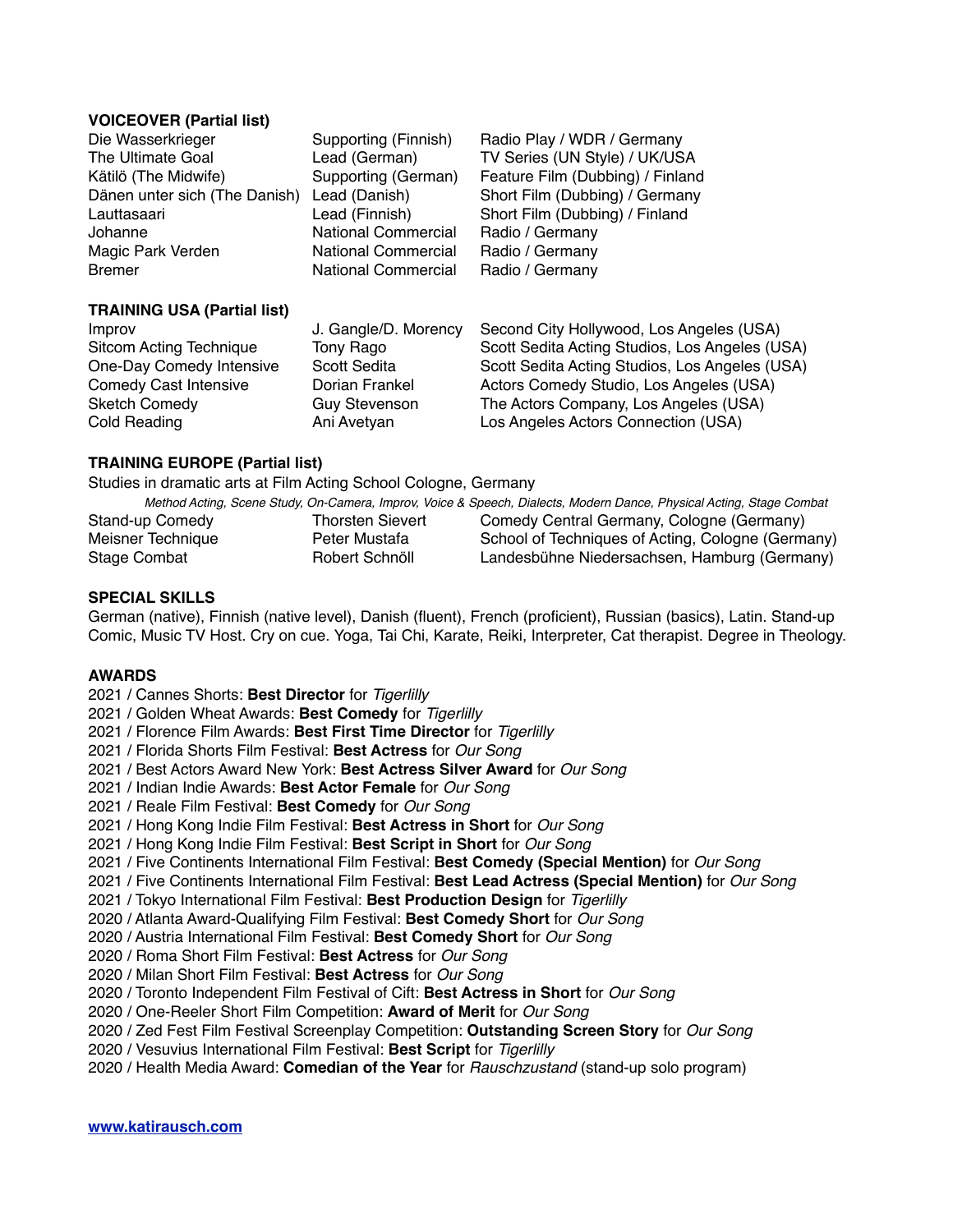**VOICEOVER (Partial list)**

| | | |
|---|---|---|
| Die Wasserkrieger | Supporting (Finnish) | Radio Play / WDR / Germany |
| The Ultimate Goal | Lead (German) | TV Series (UN Style) / UK/USA |
| Kätilö (The Midwife) | Supporting (German) | Feature Film (Dubbing) / Finland |
| Dänen unter sich (The Danish) | Lead (Danish) | Short Film (Dubbing) / Germany |
| Lauttasaari | Lead (Finnish) | Short Film (Dubbing) / Finland |
| Johanne | National Commercial | Radio / Germany |
| Magic Park Verden | National Commercial | Radio / Germany |
| Bremer | National Commercial | Radio / Germany |

**TRAINING USA (Partial list)**

| | | |
|---|---|---|
| Improv | J. Gangle/D. Morency | Second City Hollywood, Los Angeles (USA) |
| Sitcom Acting Technique | Tony Rago | Scott Sedita Acting Studios, Los Angeles (USA) |
| One-Day Comedy Intensive | Scott Sedita | Scott Sedita Acting Studios, Los Angeles (USA) |
| Comedy Cast Intensive | Dorian Frankel | Actors Comedy Studio, Los Angeles (USA) |
| Sketch Comedy | Guy Stevenson | The Actors Company, Los Angeles (USA) |
| Cold Reading | Ani Avetyan | Los Angeles Actors Connection (USA) |

**TRAINING EUROPE (Partial list)**

Studies in dramatic arts at Film Acting School Cologne, Germany

*Method Acting, Scene Study, On-Camera, Improv, Voice & Speech, Dialects, Modern Dance, Physical Acting, Stage Combat*

| | | |
|---|---|---|
| Stand-up Comedy | Thorsten Sievert | Comedy Central Germany, Cologne (Germany) |
| Meisner Technique | Peter Mustafa | School of Techniques of Acting, Cologne (Germany) |
| Stage Combat | Robert Schnöll | Landesbühne Niedersachsen, Hamburg (Germany) |

**SPECIAL SKILLS**

German (native), Finnish (native level), Danish (fluent), French (proficient), Russian (basics), Latin. Stand-up Comic, Music TV Host. Cry on cue. Yoga, Tai Chi, Karate, Reiki, Interpreter, Cat therapist. Degree in Theology.

**AWARDS**

2021 / Cannes Shorts: **Best Director** for *Tigerlilly*
2021 / Golden Wheat Awards: **Best Comedy** for *Tigerlilly*
2021 / Florence Film Awards: **Best First Time Director** for *Tigerlilly*
2021 / Florida Shorts Film Festival: **Best Actress** for *Our Song*
2021 / Best Actors Award New York: **Best Actress Silver Award** for *Our Song*
2021 / Indian Indie Awards: **Best Actor Female** for *Our Song*
2021 / Reale Film Festival: **Best Comedy** for *Our Song*
2021 / Hong Kong Indie Film Festival: **Best Actress in Short** for *Our Song*
2021 / Hong Kong Indie Film Festival: **Best Script in Short** for *Our Song*
2021 / Five Continents International Film Festival: **Best Comedy (Special Mention)** for *Our Song*
2021 / Five Continents International Film Festival: **Best Lead Actress (Special Mention)** for *Our Song*
2021 / Tokyo International Film Festival: **Best Production Design** for *Tigerlilly*
2020 / Atlanta Award-Qualifying Film Festival: **Best Comedy Short** for *Our Song*
2020 / Austria International Film Festival: **Best Comedy Short** for *Our Song*
2020 / Roma Short Film Festival: **Best Actress** for *Our Song*
2020 / Milan Short Film Festival: **Best Actress** for *Our Song*
2020 / Toronto Independent Film Festival of Cift: **Best Actress in Short** for *Our Song*
2020 / One-Reeler Short Film Competition: **Award of Merit** for *Our Song*
2020 / Zed Fest Film Festival Screenplay Competition: **Outstanding Screen Story** for *Our Song*
2020 / Vesuvius International Film Festival: **Best Script** for *Tigerlilly*
2020 / Health Media Award: **Comedian of the Year** for *Rauschzustand* (stand-up solo program)

[www.katirausch.com](http://www.katirausch.com)